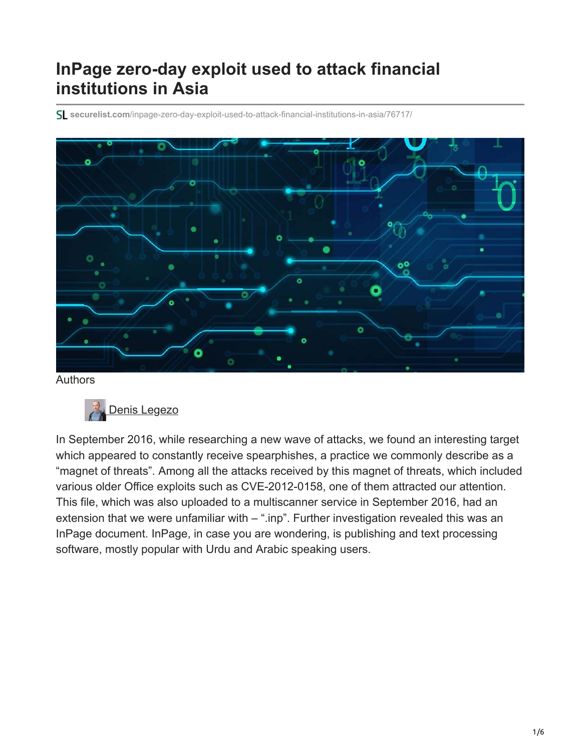# InPage zero-day exploit used to attack financial institutions in Asia

securelist.com/inpage-zero-day-exploit-used-to-attack-financial-institutions-in-asia/76717/

Authors

Denis Legezo

In September 2016, while researching a new wave of attacks, we found an interesting target which appeared to constantly receive spearphishes, a practice we commonly describe as a "magnet of threats". Among all the attacks received by this magnet of threats, which included various older Office exploits such as CVE-2012-0158, one of them attracted our attention. This file, which was also uploaded to a multiscanner service in September 2016, had an extension that we were unfamiliar with – ".inp". Further investigation revealed this was an InPage document. InPage, in case you are wondering, is publishing and text processing software, mostly popular with Urdu and Arabic speaking users.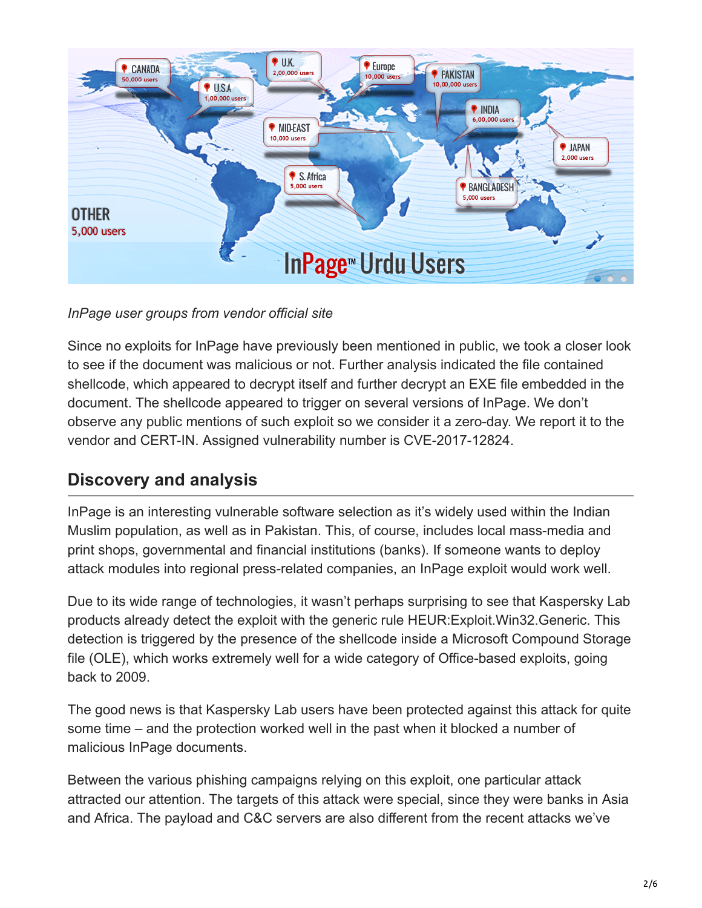*InPage user groups from vendor official site*

Since no exploits for InPage have previously been mentioned in public, we took a closer look to see if the document was malicious or not. Further analysis indicated the file contained shellcode, which appeared to decrypt itself and further decrypt an EXE file embedded in the document. The shellcode appeared to trigger on several versions of InPage. We don't observe any public mentions of such exploit so we consider it a zero-day. We report it to the vendor and CERT-IN. Assigned vulnerability number is CVE-2017-12824.

## Discovery and analysis

InPage is an interesting vulnerable software selection as it's widely used within the Indian Muslim population, as well as in Pakistan. This, of course, includes local mass-media and print shops, governmental and financial institutions (banks). If someone wants to deploy attack modules into regional press-related companies, an InPage exploit would work well.

Due to its wide range of technologies, it wasn't perhaps surprising to see that Kaspersky Lab products already detect the exploit with the generic rule HEUR:Exploit.Win32.Generic. This detection is triggered by the presence of the shellcode inside a Microsoft Compound Storage file (OLE), which works extremely well for a wide category of Office-based exploits, going back to 2009.

The good news is that Kaspersky Lab users have been protected against this attack for quite some time – and the protection worked well in the past when it blocked a number of malicious InPage documents.

Between the various phishing campaigns relying on this exploit, one particular attack attracted our attention. The targets of this attack were special, since they were banks in Asia and Africa. The payload and C&C servers are also different from the recent attacks we've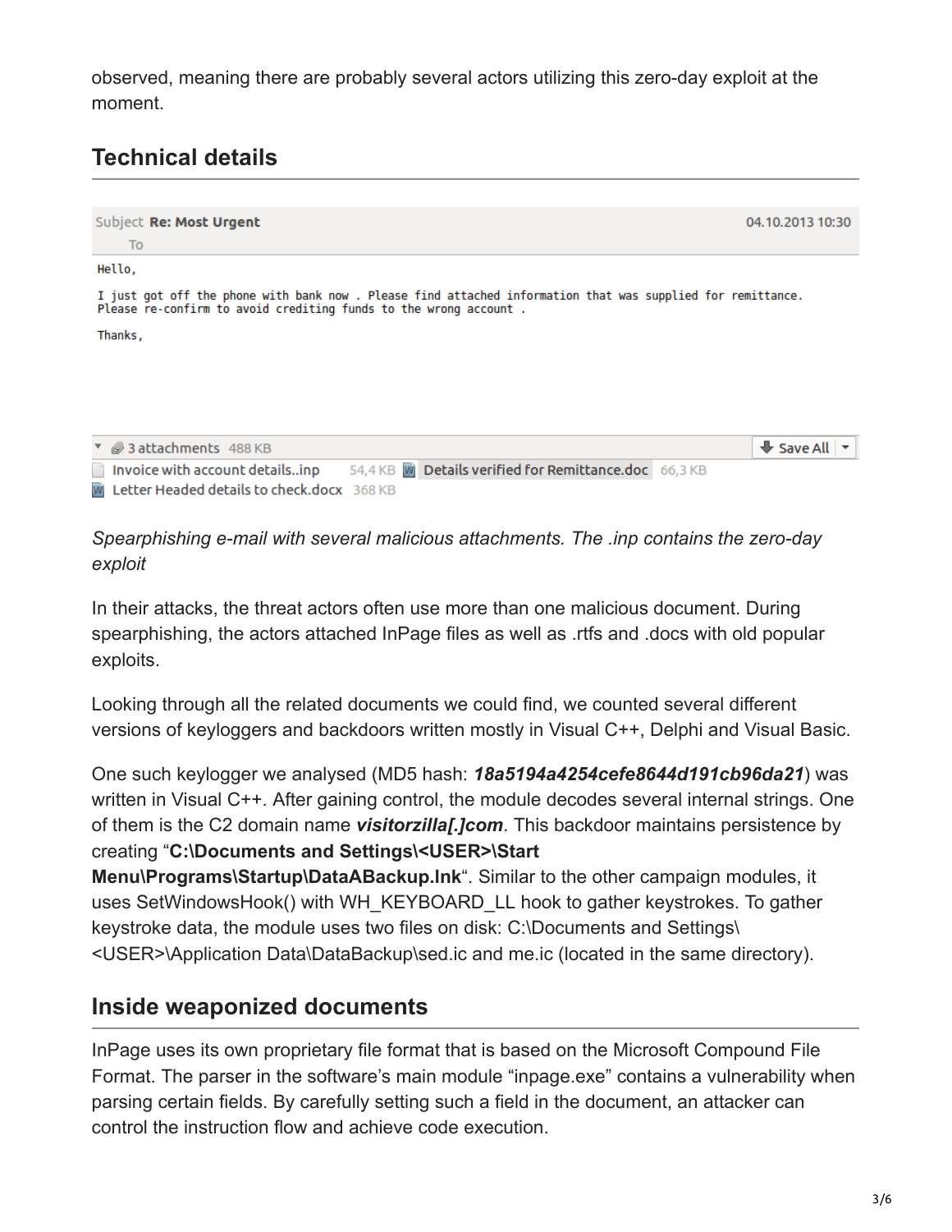observed, meaning there are probably several actors utilizing this zero-day exploit at the moment.

## Technical details

```
Subject Re: Most Urgent                                                    04.10.2013 10:30
To

Hello,

I just got off the phone with bank now . Please find attached information that was supplied for remittance.
Please re-confirm to avoid crediting funds to the wrong account .

Thanks,

3 attachments 488 KB                                                                Save All
Invoice with account details..inp    54,4 KB    Details verified for Remittance.doc    66,3 KB
Letter Headed details to check.docx    368 KB
```

*Spearphishing e-mail with several malicious attachments. The .inp contains the zero-day exploit*

In their attacks, the threat actors often use more than one malicious document. During spearphishing, the actors attached InPage files as well as .rtfs and .docs with old popular exploits.

Looking through all the related documents we could find, we counted several different versions of keyloggers and backdoors written mostly in Visual C++, Delphi and Visual Basic.

One such keylogger we analysed (MD5 hash: ***18a5194a4254cefe8644d191cb96da21***) was written in Visual C++. After gaining control, the module decodes several internal strings. One of them is the C2 domain name ***visitorzilla[.]com***. This backdoor maintains persistence by creating "**C:\Documents and Settings\<USER>\Start Menu\Programs\Startup\DataABackup.lnk**". Similar to the other campaign modules, it uses SetWindowsHook() with WH_KEYBOARD_LL hook to gather keystrokes. To gather keystroke data, the module uses two files on disk: C:\Documents and Settings\<USER>\Application Data\DataBackup\sed.ic and me.ic (located in the same directory).

## Inside weaponized documents

InPage uses its own proprietary file format that is based on the Microsoft Compound File Format. The parser in the software's main module "inpage.exe" contains a vulnerability when parsing certain fields. By carefully setting such a field in the document, an attacker can control the instruction flow and achieve code execution.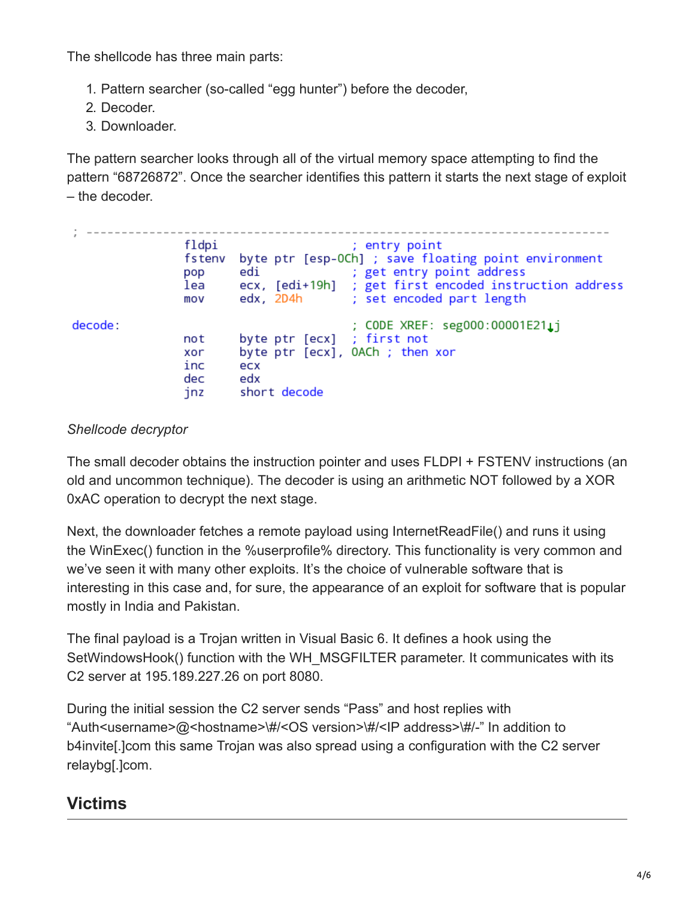The shellcode has three main parts:

1. Pattern searcher (so-called "egg hunter") before the decoder,
2. Decoder.
3. Downloader.

The pattern searcher looks through all of the virtual memory space attempting to find the pattern "68726872". Once the searcher identifies this pattern it starts the next stage of exploit – the decoder.

```
; ---------------------------------------------------------------------------
                fldpi                           ; entry point
                fstenv  byte ptr [esp-0Ch] ; save floating point environment
                pop     edi                 ; get entry point address
                lea     ecx, [edi+19h]      ; get first encoded instruction address
                mov     edx, 2D4h           ; set encoded part length

decode:                                     ; CODE XREF: seg000:00001E21↓j
                not     byte ptr [ecx]      ; first not
                xor     byte ptr [ecx], 0ACh ; then xor
                inc     ecx
                dec     edx
                jnz     short decode
```

*Shellcode decryptor*

The small decoder obtains the instruction pointer and uses FLDPI + FSTENV instructions (an old and uncommon technique). The decoder is using an arithmetic NOT followed by a XOR 0xAC operation to decrypt the next stage.

Next, the downloader fetches a remote payload using InternetReadFile() and runs it using the WinExec() function in the %userprofile% directory. This functionality is very common and we've seen it with many other exploits. It's the choice of vulnerable software that is interesting in this case and, for sure, the appearance of an exploit for software that is popular mostly in India and Pakistan.

The final payload is a Trojan written in Visual Basic 6. It defines a hook using the SetWindowsHook() function with the WH_MSGFILTER parameter. It communicates with its C2 server at 195.189.227.26 on port 8080.

During the initial session the C2 server sends "Pass" and host replies with "Auth<username>@<hostname>\#/<OS version>\#/<IP address>\#/-" In addition to b4invite[.]com this same Trojan was also spread using a configuration with the C2 server relaybg[.]com.

## Victims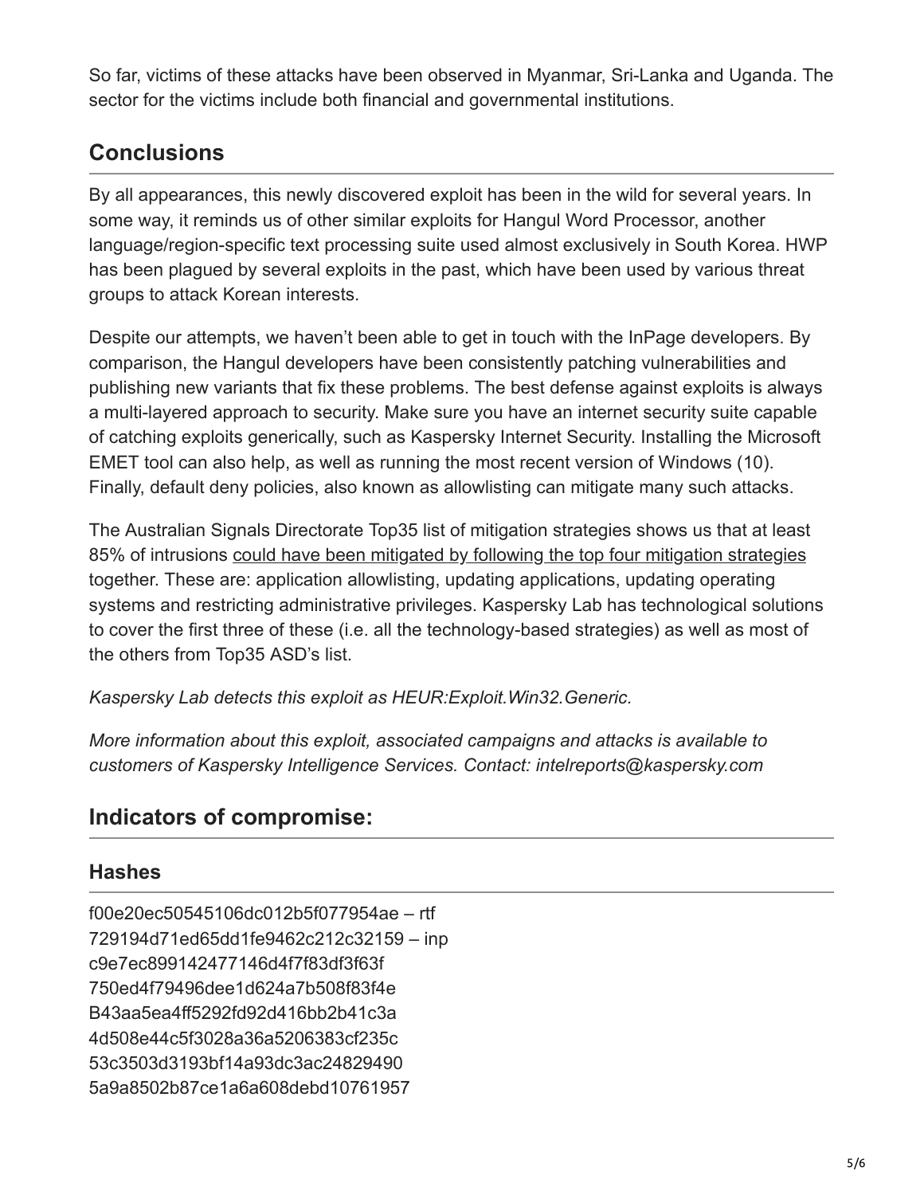So far, victims of these attacks have been observed in Myanmar, Sri-Lanka and Uganda. The sector for the victims include both financial and governmental institutions.

## Conclusions

By all appearances, this newly discovered exploit has been in the wild for several years. In some way, it reminds us of other similar exploits for Hangul Word Processor, another language/region-specific text processing suite used almost exclusively in South Korea. HWP has been plagued by several exploits in the past, which have been used by various threat groups to attack Korean interests.

Despite our attempts, we haven't been able to get in touch with the InPage developers. By comparison, the Hangul developers have been consistently patching vulnerabilities and publishing new variants that fix these problems. The best defense against exploits is always a multi-layered approach to security. Make sure you have an internet security suite capable of catching exploits generically, such as Kaspersky Internet Security. Installing the Microsoft EMET tool can also help, as well as running the most recent version of Windows (10). Finally, default deny policies, also known as allowlisting can mitigate many such attacks.

The Australian Signals Directorate Top35 list of mitigation strategies shows us that at least 85% of intrusions could have been mitigated by following the top four mitigation strategies together. These are: application allowlisting, updating applications, updating operating systems and restricting administrative privileges. Kaspersky Lab has technological solutions to cover the first three of these (i.e. all the technology-based strategies) as well as most of the others from Top35 ASD's list.

*Kaspersky Lab detects this exploit as HEUR:Exploit.Win32.Generic.*

*More information about this exploit, associated campaigns and attacks is available to customers of Kaspersky Intelligence Services. Contact: intelreports@kaspersky.com*

## Indicators of compromise:

### Hashes

f00e20ec50545106dc012b5f077954ae – rtf
729194d71ed65dd1fe9462c212c32159 – inp
c9e7ec899142477146d4f7f83df3f63f
750ed4f79496dee1d624a7b508f83f4e
B43aa5ea4ff5292fd92d416bb2b41c3a
4d508e44c5f3028a36a5206383cf235c
53c3503d3193bf14a93dc3ac24829490
5a9a8502b87ce1a6a608debd10761957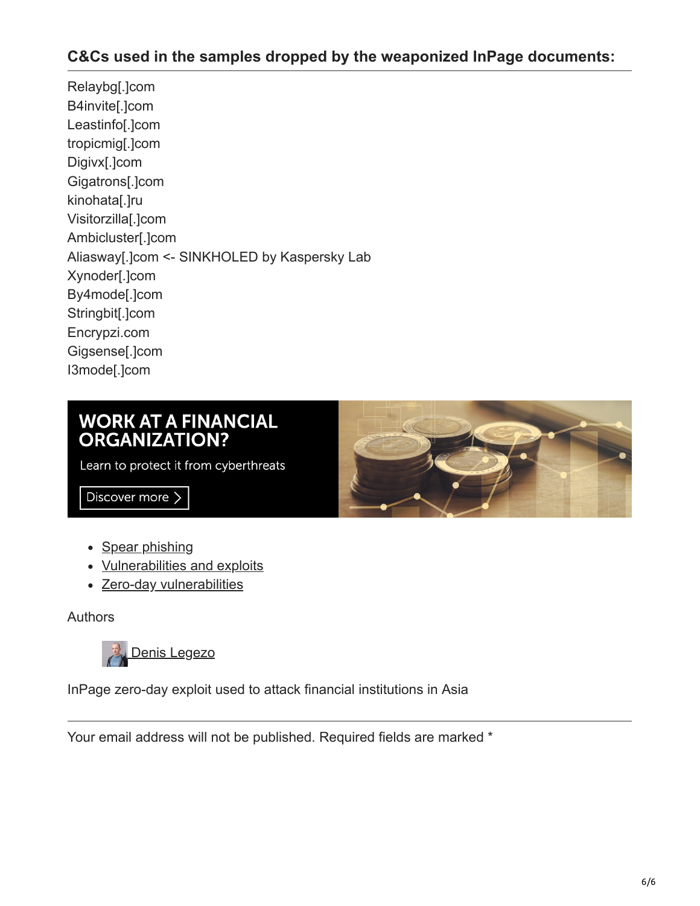### C&Cs used in the samples dropped by the weaponized InPage documents:

Relaybg[.]com
B4invite[.]com
Leastinfo[.]com
tropicmig[.]com
Digivx[.]com
Gigatrons[.]com
kinohata[.]ru
Visitorzilla[.]com
Ambicluster[.]com
Aliasway[.]com <- SINKHOLED by Kaspersky Lab
Xynoder[.]com
By4mode[.]com
Stringbit[.]com
Encrypzi.com
Gigsense[.]com
I3mode[.]com

**WORK AT A FINANCIAL ORGANIZATION?**

Learn to protect it from cyberthreats

Discover more >

- Spear phishing
- Vulnerabilities and exploits
- Zero-day vulnerabilities

Authors

Denis Legezo

InPage zero-day exploit used to attack financial institutions in Asia

Your email address will not be published. Required fields are marked *